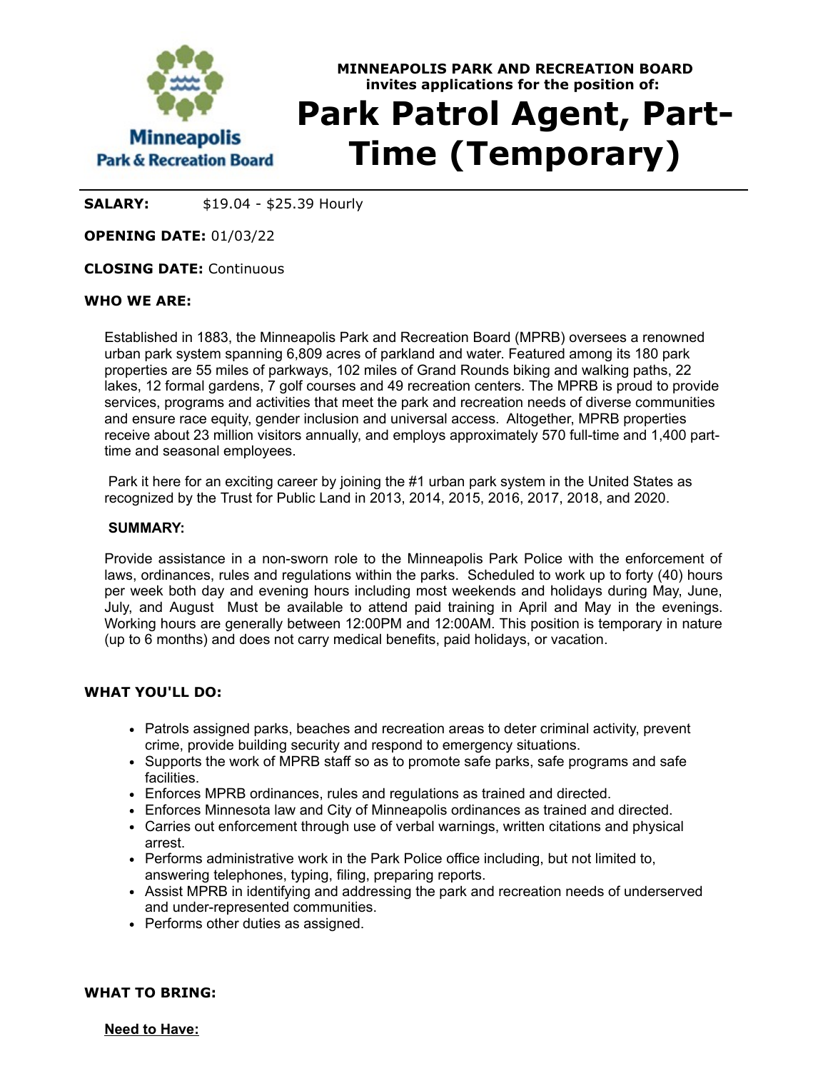MINNEAPOLIS PARK AND RECREATION BOARD
invites applications for the position of:

# Park Patrol Agent, Part-Time (Temporary)

**SALARY:** $19.04 - $25.39 Hourly

**OPENING DATE:** 01/03/22

**CLOSING DATE:** Continuous

**WHO WE ARE:**

Established in 1883, the Minneapolis Park and Recreation Board (MPRB) oversees a renowned urban park system spanning 6,809 acres of parkland and water. Featured among its 180 park properties are 55 miles of parkways, 102 miles of Grand Rounds biking and walking paths, 22 lakes, 12 formal gardens, 7 golf courses and 49 recreation centers. The MPRB is proud to provide services, programs and activities that meet the park and recreation needs of diverse communities and ensure race equity, gender inclusion and universal access. Altogether, MPRB properties receive about 23 million visitors annually, and employs approximately 570 full-time and 1,400 part-time and seasonal employees.

Park it here for an exciting career by joining the #1 urban park system in the United States as recognized by the Trust for Public Land in 2013, 2014, 2015, 2016, 2017, 2018, and 2020.

**SUMMARY:**

Provide assistance in a non-sworn role to the Minneapolis Park Police with the enforcement of laws, ordinances, rules and regulations within the parks. Scheduled to work up to forty (40) hours per week both day and evening hours including most weekends and holidays during May, June, July, and August Must be available to attend paid training in April and May in the evenings. Working hours are generally between 12:00PM and 12:00AM. This position is temporary in nature (up to 6 months) and does not carry medical benefits, paid holidays, or vacation.

**WHAT YOU'LL DO:**

- Patrols assigned parks, beaches and recreation areas to deter criminal activity, prevent crime, provide building security and respond to emergency situations.
- Supports the work of MPRB staff so as to promote safe parks, safe programs and safe facilities.
- Enforces MPRB ordinances, rules and regulations as trained and directed.
- Enforces Minnesota law and City of Minneapolis ordinances as trained and directed.
- Carries out enforcement through use of verbal warnings, written citations and physical arrest.
- Performs administrative work in the Park Police office including, but not limited to, answering telephones, typing, filing, preparing reports.
- Assist MPRB in identifying and addressing the park and recreation needs of underserved and under-represented communities.
- Performs other duties as assigned.

**WHAT TO BRING:**

**Need to Have:**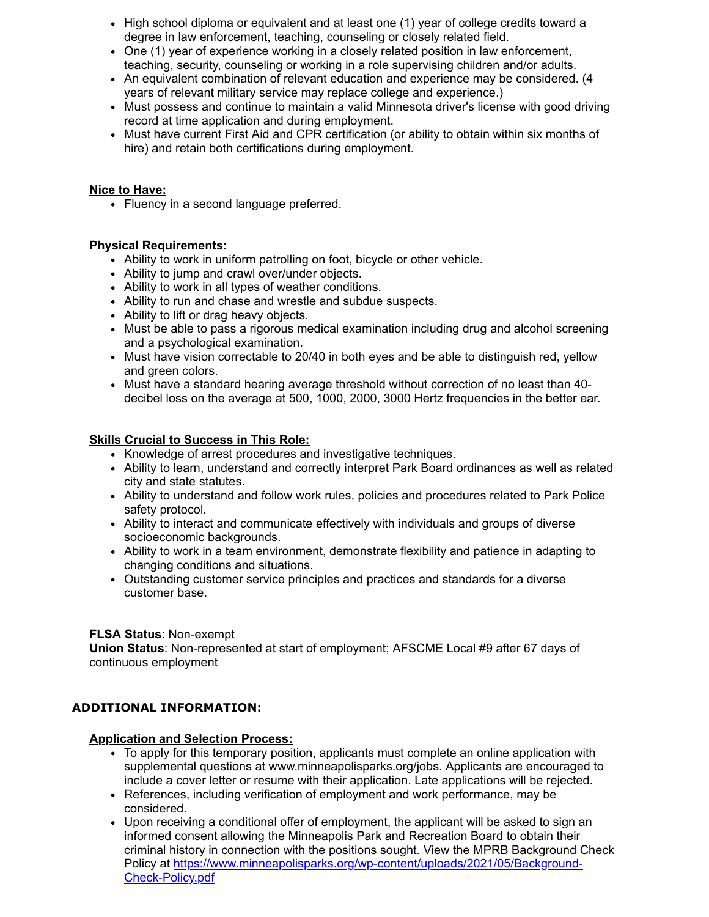- High school diploma or equivalent and at least one (1) year of college credits toward a degree in law enforcement, teaching, counseling or closely related field.
- One (1) year of experience working in a closely related position in law enforcement, teaching, security, counseling or working in a role supervising children and/or adults.
- An equivalent combination of relevant education and experience may be considered. (4 years of relevant military service may replace college and experience.)
- Must possess and continue to maintain a valid Minnesota driver's license with good driving record at time application and during employment.
- Must have current First Aid and CPR certification (or ability to obtain within six months of hire) and retain both certifications during employment.

**Nice to Have:**

- Fluency in a second language preferred.

**Physical Requirements:**

- Ability to work in uniform patrolling on foot, bicycle or other vehicle.
- Ability to jump and crawl over/under objects.
- Ability to work in all types of weather conditions.
- Ability to run and chase and wrestle and subdue suspects.
- Ability to lift or drag heavy objects.
- Must be able to pass a rigorous medical examination including drug and alcohol screening and a psychological examination.
- Must have vision correctable to 20/40 in both eyes and be able to distinguish red, yellow and green colors.
- Must have a standard hearing average threshold without correction of no least than 40-decibel loss on the average at 500, 1000, 2000, 3000 Hertz frequencies in the better ear.

**Skills Crucial to Success in This Role:**

- Knowledge of arrest procedures and investigative techniques.
- Ability to learn, understand and correctly interpret Park Board ordinances as well as related city and state statutes.
- Ability to understand and follow work rules, policies and procedures related to Park Police safety protocol.
- Ability to interact and communicate effectively with individuals and groups of diverse socioeconomic backgrounds.
- Ability to work in a team environment, demonstrate flexibility and patience in adapting to changing conditions and situations.
- Outstanding customer service principles and practices and standards for a diverse customer base.

**FLSA Status**: Non-exempt
**Union Status**: Non-represented at start of employment; AFSCME Local #9 after 67 days of continuous employment

## ADDITIONAL INFORMATION:

**Application and Selection Process:**

- To apply for this temporary position, applicants must complete an online application with supplemental questions at www.minneapolisparks.org/jobs. Applicants are encouraged to include a cover letter or resume with their application. Late applications will be rejected.
- References, including verification of employment and work performance, may be considered.
- Upon receiving a conditional offer of employment, the applicant will be asked to sign an informed consent allowing the Minneapolis Park and Recreation Board to obtain their criminal history in connection with the positions sought. View the MPRB Background Check Policy at [https://www.minneapolisparks.org/wp-content/uploads/2021/05/Background-Check-Policy.pdf](https://www.minneapolisparks.org/wp-content/uploads/2021/05/Background-Check-Policy.pdf)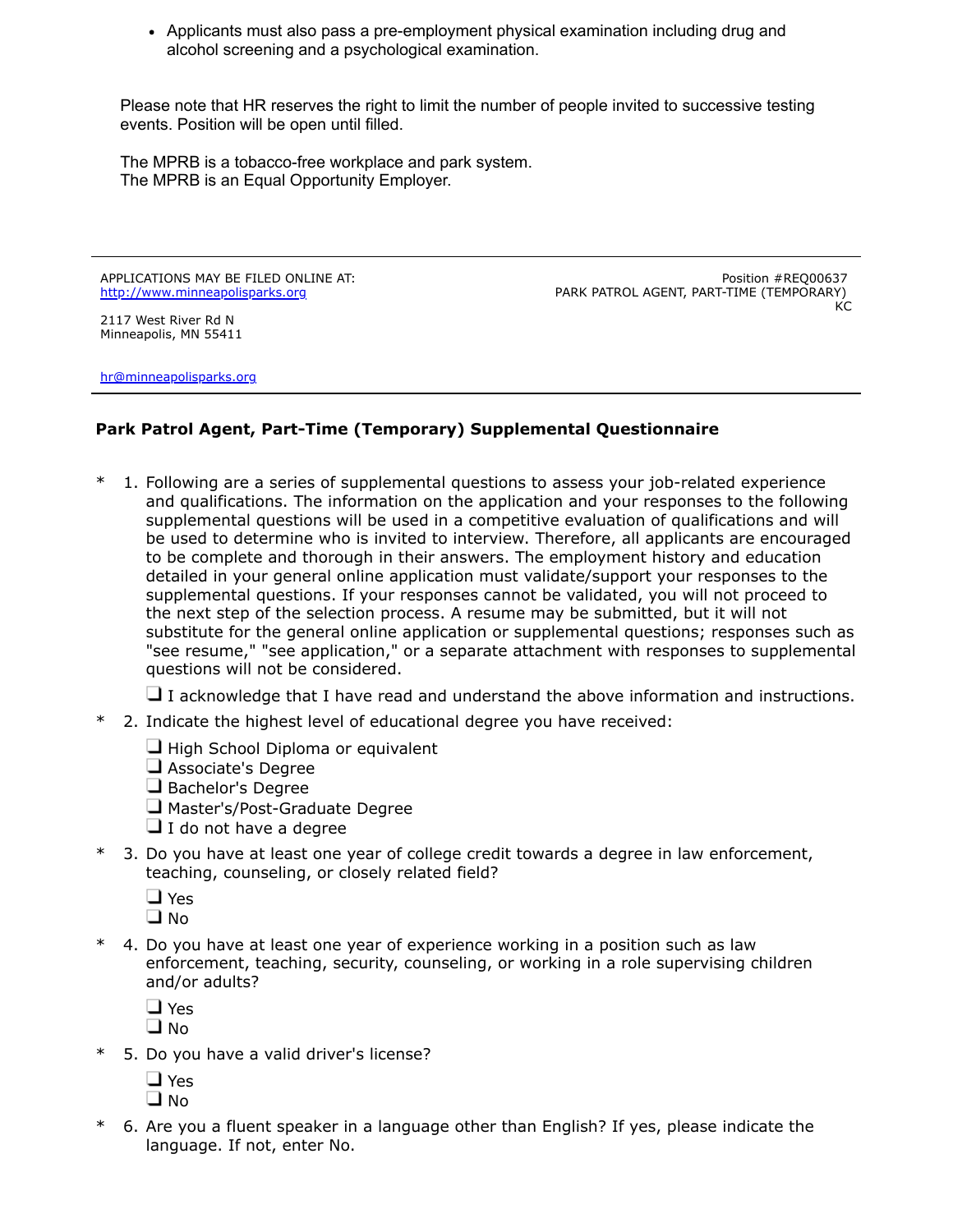- Applicants must also pass a pre-employment physical examination including drug and alcohol screening and a psychological examination.

Please note that HR reserves the right to limit the number of people invited to successive testing events. Position will be open until filled.

The MPRB is a tobacco-free workplace and park system.
The MPRB is an Equal Opportunity Employer.

---

APPLICATIONS MAY BE FILED ONLINE AT:
http://www.minneapolisparks.org

2117 West River Rd N
Minneapolis, MN 55411

hr@minneapolisparks.org

Position #REQ00637
PARK PATROL AGENT, PART-TIME (TEMPORARY)
KC

---

## Park Patrol Agent, Part-Time (Temporary) Supplemental Questionnaire

\* 1. Following are a series of supplemental questions to assess your job-related experience and qualifications. The information on the application and your responses to the following supplemental questions will be used in a competitive evaluation of qualifications and will be used to determine who is invited to interview. Therefore, all applicants are encouraged to be complete and thorough in their answers. The employment history and education detailed in your general online application must validate/support your responses to the supplemental questions. If your responses cannot be validated, you will not proceed to the next step of the selection process. A resume may be submitted, but it will not substitute for the general online application or supplemental questions; responses such as "see resume," "see application," or a separate attachment with responses to supplemental questions will not be considered.

- ❑ I acknowledge that I have read and understand the above information and instructions.

\* 2. Indicate the highest level of educational degree you have received:

- ❑ High School Diploma or equivalent
- ❑ Associate's Degree
- ❑ Bachelor's Degree
- ❑ Master's/Post-Graduate Degree
- ❑ I do not have a degree

\* 3. Do you have at least one year of college credit towards a degree in law enforcement, teaching, counseling, or closely related field?

- ❑ Yes
- ❑ No

\* 4. Do you have at least one year of experience working in a position such as law enforcement, teaching, security, counseling, or working in a role supervising children and/or adults?

- ❑ Yes
- ❑ No

\* 5. Do you have a valid driver's license?

- ❑ Yes
- ❑ No

\* 6. Are you a fluent speaker in a language other than English? If yes, please indicate the language. If not, enter No.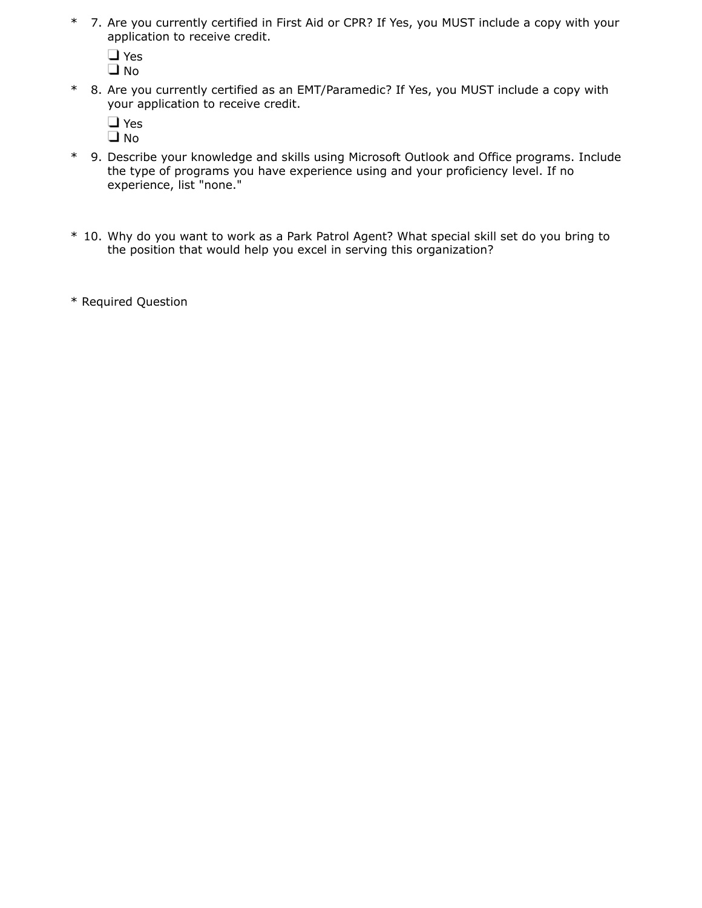\* 7. Are you currently certified in First Aid or CPR? If Yes, you MUST include a copy with your application to receive credit.

- ❑ Yes
- ❑ No

\* 8. Are you currently certified as an EMT/Paramedic? If Yes, you MUST include a copy with your application to receive credit.

- ❑ Yes
- ❑ No

\* 9. Describe your knowledge and skills using Microsoft Outlook and Office programs. Include the type of programs you have experience using and your proficiency level. If no experience, list "none."

\* 10. Why do you want to work as a Park Patrol Agent? What special skill set do you bring to the position that would help you excel in serving this organization?

\* Required Question